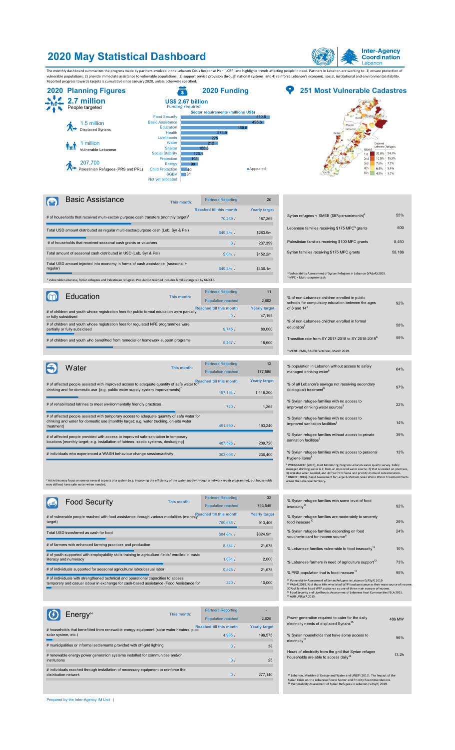# 2020 May Statistical Dashboard

Inter-Agency Coordination Lebanon

The monthly dashboard summarizes the progress made by partners involved in the Lebanon Crisis Response Plan (LCRP) and highlights trends affecting people in need. Partners in Lebanon are working to: 1) ensure protection of vulnerable populations; 2) provide immediate assistance to vulnerable populations; 3) support service provision through national systems; and 4) reinforce Lebanon's economic, social, institutional and environmental stability. Reported progress towards targets is cumulative since January 2020, unless otherwise specified.

## 2020 Planning Figures

**2.7 million** People targeted

- 1.5 million Displaced Syrians
- 1 million Vulnerable Lebanese
- 207,700 Palestinian Refugees (PRS and PRL)

## 2020 Funding

**US$ 2.67 billion** Funding required

Sector requirements (millions US$)

| Sector | Appealed |
|---|---|
| Food Security | 510.5 |
| Basic Assistance | 495.6 |
| Education | 350.5 |
| Health | 275.9 |
| Livelihoods | 275 |
| Water | 212 |
| Shelter | 155.6 |
| Social Stability | 126.1 |
| Protection | 104 |
| Energy | 99 |
| Child Protection | 40 |
| SGBV | 31 |
| Not yet allocated | |

## 251 Most Vulnerable Cadastres

| RANKS | Deprived Lebanese | Refugees |
|---|---|---|
| 1st | 33.8% | 54.1% |
| 2nd | 12.8% | 15.8% |
| 3rd | 7.6% | 7.7% |
| 4th | 6.4% | 5.4% |
| 5th | 4.9% | 3.7% |

## Basic Assistance

| This month: | Partners Reporting | 20 |
|---|---|---|
| | **Reached till this month** | **Yearly target** |
| # of households that received multi-sector/ purpose cash transfers (monthly target)[3] | 70,239 / | 187,269 |
| Total USD amount distributed as regular multi-sector/purpose cash (Leb, Syr & Pal) | $49.2m / | $283.9m |
| # of households that received seasonal cash grants or vouchers | 0 / | 237,399 |
| Total amount of seasonal cash distributed in USD (Leb, Syr & Pal) | $.0m / | $152.2m |
| Total USD amount injected into economy in forms of cash assistance (seasonal + regular) | $49.2m / | $436.1m |

[3] Vulnerable Lebanese, Syrian refugees and Palestinian refugees. Population reached includes families targeted by UNICEF.

| Indicator | Value |
|---|---|
| Syrian refugees < SMEB ($87/person/month)[4] | 55% |
| Lebanese families receiving $175 MPC[5] grants | 600 |
| Palestinian families receiving $100 MPC grants | 8,450 |
| Syrian families receiving $175 MPC grants | 58,186 |

[4] Vulnerability Assessment of Syrian Refugees in Lebanon (VASyR) 2019.
[5] MPC = Multi-purpose cash

## Education

| This month: | Partners Reporting | 11 |
|---|---|---|
| | Population reached | 2,602 |
| | **Reached till this month** | **Yearly target** |
| # of children and youth whose registration fees for public formal education were partially or fully subsidised | 0 / | 47,195 |
| # of children and youth whose registration fees for regulated NFE programmes were partially or fully subsidised | 9,745 / | 80,000 |
| # of children and youth who benefitted from remedial or homework support programs | 5,467 / | 18,600 |

| Indicator | Value |
|---|---|
| % of non-Lebanese children enrolled in public schools for compulsory education between the ages of 6 and 14[6] | 92% |
| % of non-Lebanese children enrolled in formal education[6] | 58% |
| Transition rate from SY 2017-2018 to SY 2018-2019[6] | 59% |

[6] MEHE, PMU, RACEII Factsheet, March 2019.

## Water

| This month: | Partners Reporting | 12 |
|---|---|---|
| | Population reached | 177,585 |
| | **Reached till this month** | **Yearly target** |
| # of affected people assisted with improved access to adequate quantity of safe water for drinking and for domestic use [e.g. public water supply system improvements][7] | 157,154 / | 1,118,200 |
| # of rehabilitated latrines to meet environmentally friendly practices | 720 / | 1,265 |
| # of affected people assisted with temporary access to adequate quantity of safe water for drinking and water for domestic use [monthly target; e.g. water trucking, on-site water treatment] | 451,290 / | 193,240 |
| # of affected people provided with access to improved safe sanitation in temporary locations [monthly target; e.g. installation of latrines, septic systems, desludging] | 407,526 / | 209,720 |
| # individuals who experienced a WASH behaviour change session/activity | 363,006 / | 236,400 |

[7] Activities may focus on one or several aspects of a system (e.g. improving the efficiency of the water supply through a network repair programme), but households may still not have safe water when needed.

| Indicator | Value |
|---|---|
| % population in Lebanon without access to safely managed drinking water[8] | 64% |
| % of all Lebanon's sewage not receiving secondary (biological) treatment[9] | 97% |
| % Syrian refugee families with no access to improved drinking water sources[8] | 22% |
| % Syrian refugee families with no access to improved sanitation facilities[8] | 14% |
| % Syrian refugee families without access to private sanitation facilities[8] | 39% |
| % Syrian refugee families with no access to personal hygiene items[8] | 13% |

[8] WHO/UNICEF (2016), Joint Monitoring Program Lebanon water quality survey. Safely managed drinking water is 1) from an improved water source, 2) that is located on premises, 3) available when needed, and 4) free from faecal and priority chemical contamination.
[9] UNICEF (2016), Rapid Assessment for Large & Medium Scale Waste Water Treatment Plants across the Lebanese Territory.

## Food Security

| This month: | Partners Reporting | 32 |
|---|---|---|
| | Population reached | 753,545 |
| | **Reached till this month** | **Yearly target** |
| # of vulnerable people reached with food assistance through various modalities (monthly target) | 769,685 / | 913,406 |
| Total USD transferred as cash for food | $84.8m / | $324.9m |
| # of farmers with enhanced farming practices and production | 8,384 / | 21,678 |
| # of youth supported with employability skills training in agriculture fields/ enrolled in basic literacy and numeracy | 1,031 / | 2,000 |
| # of individuals supported for seasonal agricultural labor/casual labor | 9,825 / | 21,678 |
| # of individuals with strengthened technical and operational capacities to access temporary and casual labour in exchange for cash-based assistance (Food Assistance for | 220 / | 10,000 |

| Indicator | Value |
|---|---|
| % Syrian refugee families with some level of food insecurity[10] | 92% |
| % Syrian refugee families are moderately to severely food insecure[10] | 29% |
| % Syrian refugee families depending on food voucher/e-card for income source[11] | 24% |
| % Lebanese families vulnerable to food insecurity[12] | 10% |
| % Lebanese farmers in need of agriculture support[12] | 73% |
| % PRS population that is food insecure[13] | 95% |

[10] Vulnerability Assessment of Syrian Refugees in Lebanon (VASyR) 2019.
[11] VASyR 2019. % of those HHs who listed WFP food assistance as their main source of income. 30% of families listed WFP assistance as one of three main sources of income.
[12] Food Security and Livelihoods Assessment of Lebanese Host Communities FSLA 2015.
[13] AUB UNRWA 2015.

## Energy[14]

| This month: | Partners Reporting | - |
|---|---|---|
| | Population reached | 2,625 |
| | **Reached till this month** | **Yearly target** |
| # households that benefitted from renewable energy equipment (solar water heaters, pico solar system, etc.) | 4,985 / | 196,575 |
| # municipalities or informal settlements provided with off-grid lighting | 0 / | 38 |
| # renewable energy power generation systems installed for communities and/or institutions | 0 / | 25 |
| # individuals reached through installation of necessary equipment to reinforce the distribution network | 0 / | 277,140 |

| Indicator | Value |
|---|---|
| Power generation required to cater for the daily electricity needs of displaced Syrians[15] | 486 MW |
| % Syrian households that have some access to electricity[16] | 96% |
| Hours of electricity from the grid that Syrian refugee households are able to access daily[16] | 13.2h |

[15] Lebanon, Ministry of Energy and Water and UNDP (2017), The Impact of the Syrian Crisis on the Lebanese Power Sector and Priority Recommendations.
[16] Vulnerability Assessment of Syrian Refugees in Lebanon (VASyR) 2019.

Prepared by the Inter-Agency IM Unit |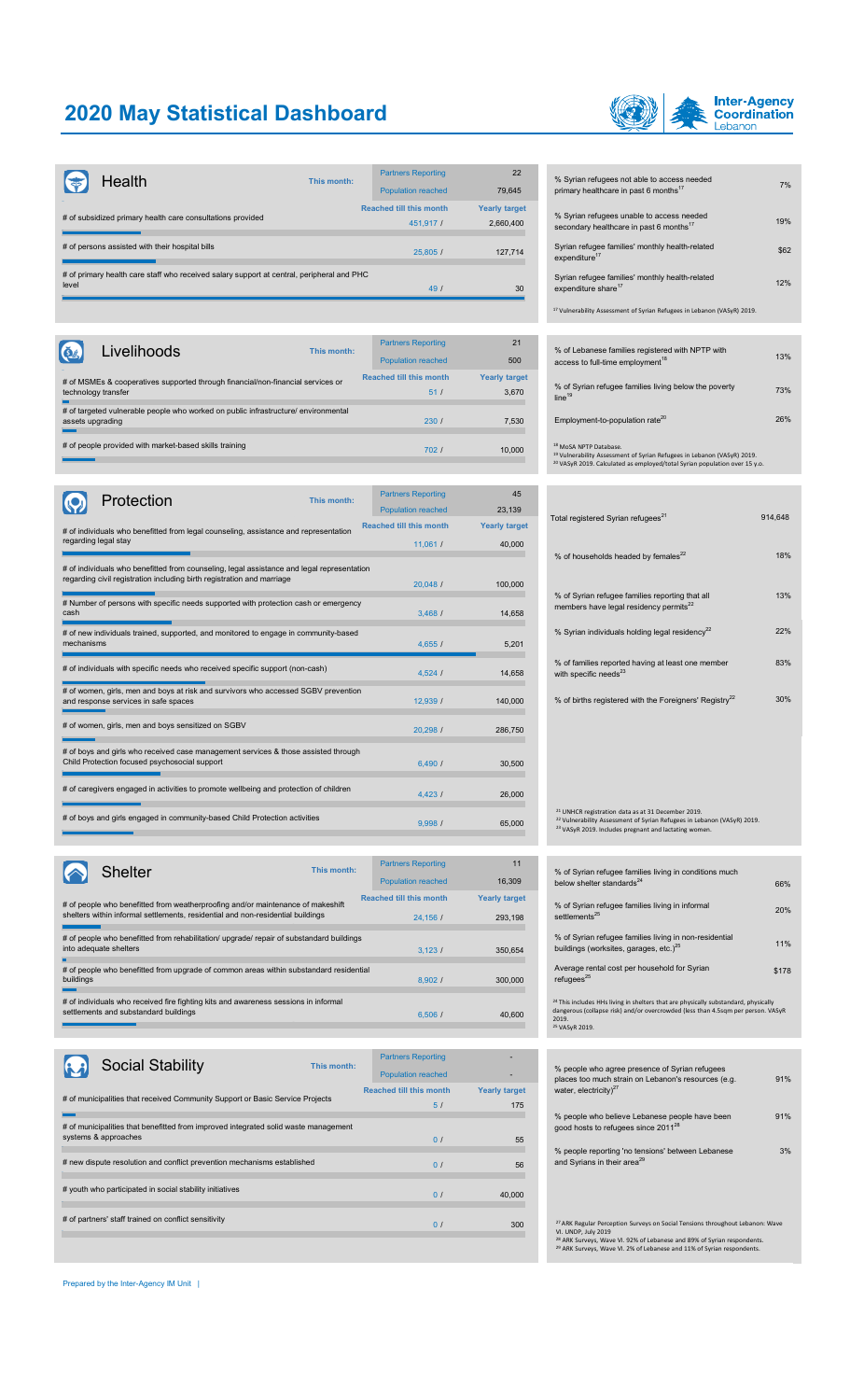# 2020 May Statistical Dashboard

Inter-Agency Coordination Lebanon

## Health

| This month: | |
|---|---|
| Partners Reporting | 22 |
| Population reached | 79,645 |

| Indicator | Reached till this month | Yearly target |
|---|---|---|
| # of subsidized primary health care consultations provided | 451,917 / | 2,660,400 |
| # of persons assisted with their hospital bills | 25,805 / | 127,714 |
| # of primary health care staff who received salary support at central, peripheral and PHC level | 49 / | 30 |

| | |
|---|---|
| % Syrian refugees not able to access needed primary healthcare in past 6 months[17] | 7% |
| % Syrian refugees unable to access needed secondary healthcare in past 6 months[17] | 19% |
| Syrian refugee families' monthly health-related expenditure[17] | $62 |
| Syrian refugee families' monthly health-related expenditure share[17] | 12% |

[17] Vulnerability Assessment of Syrian Refugees in Lebanon (VASyR) 2019.

## Livelihoods

| This month: | |
|---|---|
| Partners Reporting | 21 |
| Population reached | 500 |

| Indicator | Reached till this month | Yearly target |
|---|---|---|
| # of MSMEs & cooperatives supported through financial/non-financial services or technology transfer | 51 / | 3,670 |
| # of targeted vulnerable people who worked on public infrastructure/ environmental assets upgrading | 230 / | 7,530 |
| # of people provided with market-based skills training | 702 / | 10,000 |

| | |
|---|---|
| % of Lebanese families registered with NPTP with access to full-time employment[18] | 13% |
| % of Syrian refugee families living below the poverty line[19] | 73% |
| Employment-to-population rate[20] | 26% |

[18] MoSA NPTP Database.
[19] Vulnerability Assessment of Syrian Refugees in Lebanon (VASyR) 2019.
[20] VASyR 2019. Calculated as employed/total Syrian population over 15 y.o.

## Protection

| This month: | |
|---|---|
| Partners Reporting | 45 |
| Population reached | 23,139 |

| Indicator | Reached till this month | Yearly target |
|---|---|---|
| # of individuals who benefitted from legal counseling, assistance and representation regarding legal stay | 11,061 / | 40,000 |
| # of individuals who benefitted from counseling, legal assistance and legal representation regarding civil registration including birth registration and marriage | 20,048 / | 100,000 |
| # Number of persons with specific needs supported with protection cash or emergency cash | 3,468 / | 14,658 |
| # of new individuals trained, supported, and monitored to engage in community-based mechanisms | 4,655 / | 5,201 |
| # of individuals with specific needs who received specific support (non-cash) | 4,524 / | 14,658 |
| # of women, girls, men and boys at risk and survivors who accessed SGBV prevention and response services in safe spaces | 12,939 / | 140,000 |
| # of women, girls, men and boys sensitized on SGBV | 20,298 / | 286,750 |
| # of boys and girls who received case management services & those assisted through Child Protection focused psychosocial support | 6,490 / | 30,500 |
| # of caregivers engaged in activities to promote wellbeing and protection of children | 4,423 / | 26,000 |
| # of boys and girls engaged in community-based Child Protection activities | 9,998 / | 65,000 |

| | |
|---|---|
| Total registered Syrian refugees[21] | 914,648 |
| % of households headed by females[22] | 18% |
| % of Syrian refugee families reporting that all members have legal residency permits[22] | 13% |
| % Syrian individuals holding legal residency[22] | 22% |
| % of families reported having at least one member with specific needs[23] | 83% |
| % of births registered with the Foreigners' Registry[22] | 30% |

[21] UNHCR registration data as at 31 December 2019.
[22] Vulnerability Assessment of Syrian Refugees in Lebanon (VASyR) 2019.
[23] VASyR 2019. Includes pregnant and lactating women.

## Shelter

| This month: | |
|---|---|
| Partners Reporting | 11 |
| Population reached | 16,309 |

| Indicator | Reached till this month | Yearly target |
|---|---|---|
| # of people who benefitted from weatherproofing and/or maintenance of makeshift shelters within informal settlements, residential and non-residential buildings | 24,156 / | 293,198 |
| # of people who benefitted from rehabilitation/ upgrade/ repair of substandard buildings into adequate shelters | 3,123 / | 350,654 |
| # of people who benefitted from upgrade of common areas within substandard residential buildings | 8,902 / | 300,000 |
| # of individuals who received fire fighting kits and awareness sessions in informal settlements and substandard buildings | 6,506 / | 40,600 |

| | |
|---|---|
| % of Syrian refugee families living in conditions much below shelter standards[24] | 66% |
| % of Syrian refugee families living in informal settlements[25] | 20% |
| % of Syrian refugee families living in non-residential buildings (worksites, garages, etc.)[25] | 11% |
| Average rental cost per household for Syrian refugees[25] | $178 |

[24] This includes HHs living in shelters that are physically substandard, physically dangerous (collapse risk) and/or overcrowded (less than 4.5sqm per person. VASyR 2019.
[25] VASyR 2019.

## Social Stability

| This month: | |
|---|---|
| Partners Reporting | - |
| Population reached | - |

| Indicator | Reached till this month | Yearly target |
|---|---|---|
| # of municipalities that received Community Support or Basic Service Projects | 5 / | 175 |
| # of municipalities that benefitted from improved integrated solid waste management systems & approaches | 0 / | 55 |
| # new dispute resolution and conflict prevention mechanisms established | 0 / | 56 |
| # youth who participated in social stability initiatives | 0 / | 40,000 |
| # of partners' staff trained on conflict sensitivity | 0 / | 300 |

| | |
|---|---|
| % people who agree presence of Syrian refugees places too much strain on Lebanon's resources (e.g. water, electricity)[27] | 91% |
| % people who believe Lebanese people have been good hosts to refugees since 2011[28] | 91% |
| % people reporting 'no tensions' between Lebanese and Syrians in their area[29] | 3% |

[27] ARK Regular Perception Surveys on Social Tensions throughout Lebanon: Wave VI. UNDP, July 2019
[28] ARK Surveys, Wave VI. 92% of Lebanese and 89% of Syrian respondents.
[29] ARK Surveys, Wave VI. 2% of Lebanese and 11% of Syrian respondents.

Prepared by the Inter-Agency IM Unit |